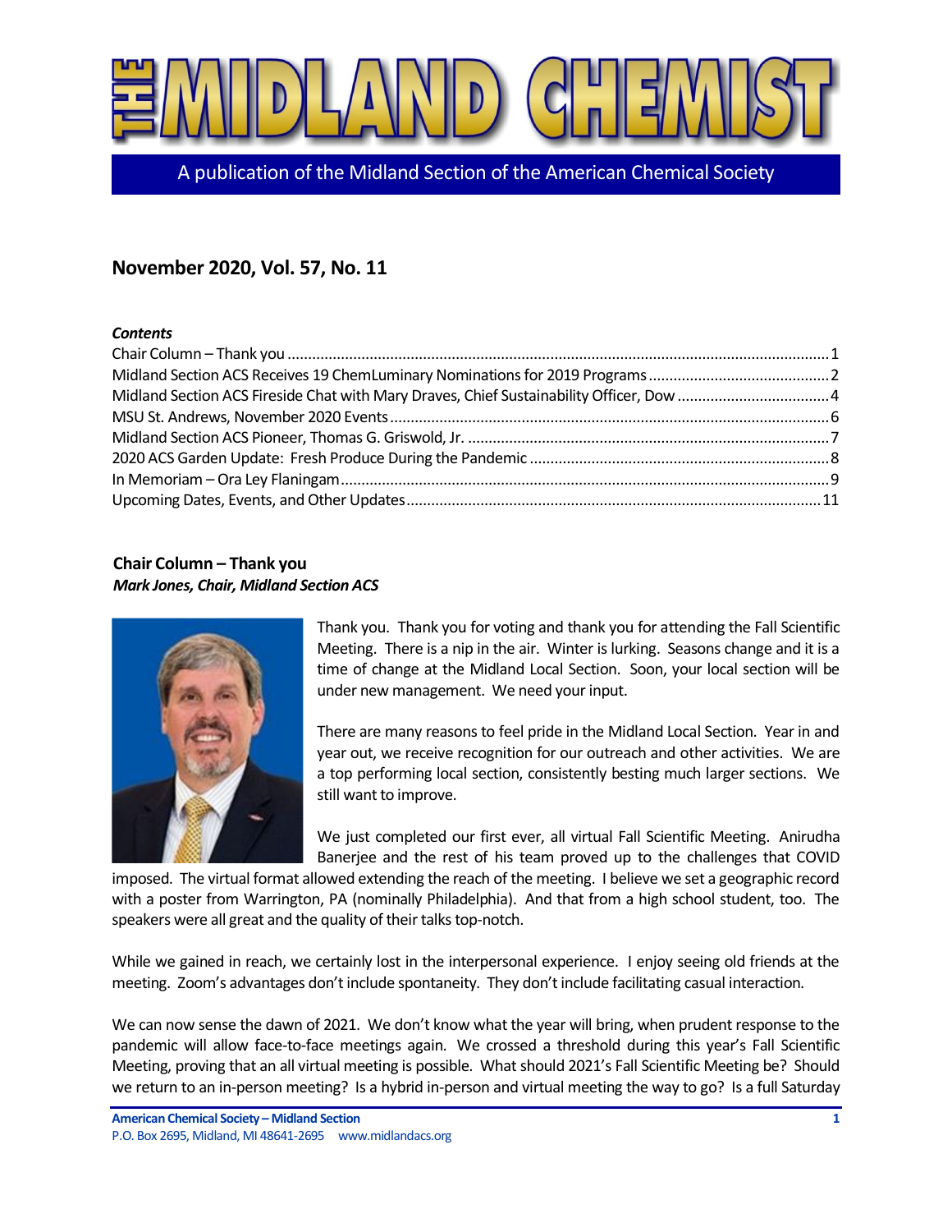# THE MIDLAND CHEMIST

A publication of the Midland Section of the American Chemical Society

## November 2020, Vol. 57, No. 11

***Contents***

Chair Column – Thank you ........ 1
Midland Section ACS Receives 19 ChemLuminary Nominations for 2019 Programs ........ 2
Midland Section ACS Fireside Chat with Mary Draves, Chief Sustainability Officer, Dow ........ 4
MSU St. Andrews, November 2020 Events ........ 6
Midland Section ACS Pioneer, Thomas G. Griswold, Jr. ........ 7
2020 ACS Garden Update: Fresh Produce During the Pandemic ........ 8
In Memoriam – Ora Ley Flaningam ........ 9
Upcoming Dates, Events, and Other Updates ........ 11

### Chair Column – Thank you

***Mark Jones, Chair, Midland Section ACS***

Thank you. Thank you for voting and thank you for attending the Fall Scientific Meeting. There is a nip in the air. Winter is lurking. Seasons change and it is a time of change at the Midland Local Section. Soon, your local section will be under new management. We need your input.

There are many reasons to feel pride in the Midland Local Section. Year in and year out, we receive recognition for our outreach and other activities. We are a top performing local section, consistently besting much larger sections. We still want to improve.

We just completed our first ever, all virtual Fall Scientific Meeting. Anirudha Banerjee and the rest of his team proved up to the challenges that COVID imposed. The virtual format allowed extending the reach of the meeting. I believe we set a geographic record with a poster from Warrington, PA (nominally Philadelphia). And that from a high school student, too. The speakers were all great and the quality of their talks top-notch.

While we gained in reach, we certainly lost in the interpersonal experience. I enjoy seeing old friends at the meeting. Zoom's advantages don't include spontaneity. They don't include facilitating casual interaction.

We can now sense the dawn of 2021. We don't know what the year will bring, when prudent response to the pandemic will allow face-to-face meetings again. We crossed a threshold during this year's Fall Scientific Meeting, proving that an all virtual meeting is possible. What should 2021's Fall Scientific Meeting be? Should we return to an in-person meeting? Is a hybrid in-person and virtual meeting the way to go? Is a full Saturday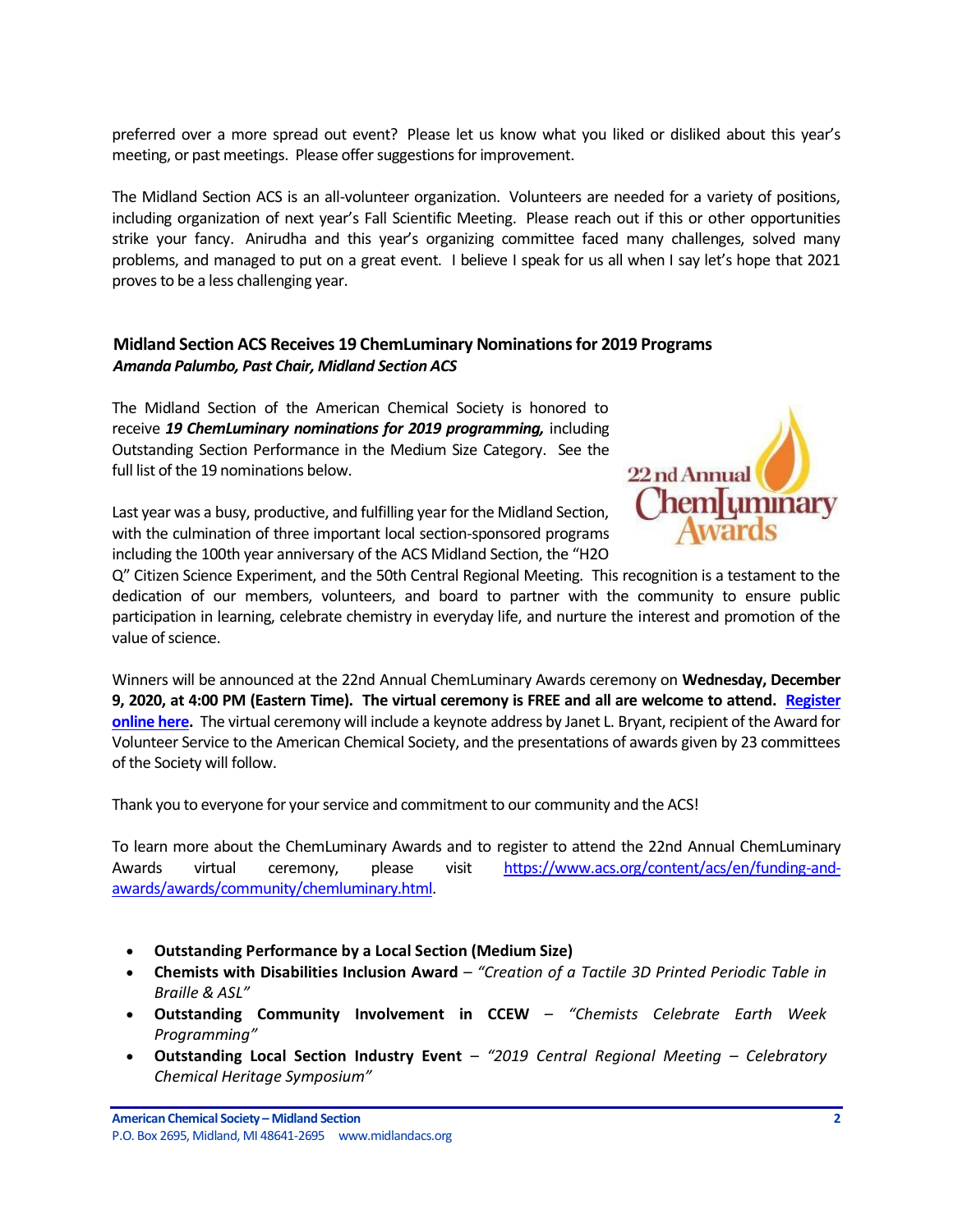preferred over a more spread out event? Please let us know what you liked or disliked about this year's meeting, or past meetings. Please offer suggestions for improvement.

The Midland Section ACS is an all-volunteer organization. Volunteers are needed for a variety of positions, including organization of next year's Fall Scientific Meeting. Please reach out if this or other opportunities strike your fancy. Anirudha and this year's organizing committee faced many challenges, solved many problems, and managed to put on a great event. I believe I speak for us all when I say let's hope that 2021 proves to be a less challenging year.

### Midland Section ACS Receives 19 ChemLuminary Nominations for 2019 Programs

***Amanda Palumbo, Past Chair, Midland Section ACS***

The Midland Section of the American Chemical Society is honored to receive ***19 ChemLuminary nominations for 2019 programming,*** including Outstanding Section Performance in the Medium Size Category. See the full list of the 19 nominations below.

Last year was a busy, productive, and fulfilling year for the Midland Section, with the culmination of three important local section-sponsored programs including the 100th year anniversary of the ACS Midland Section, the "H2O Q" Citizen Science Experiment, and the 50th Central Regional Meeting. This recognition is a testament to the dedication of our members, volunteers, and board to partner with the community to ensure public participation in learning, celebrate chemistry in everyday life, and nurture the interest and promotion of the value of science.

Winners will be announced at the 22nd Annual ChemLuminary Awards ceremony on **Wednesday, December 9, 2020, at 4:00 PM (Eastern Time). The virtual ceremony is FREE and all are welcome to attend. Register online here.** The virtual ceremony will include a keynote address by Janet L. Bryant, recipient of the Award for Volunteer Service to the American Chemical Society, and the presentations of awards given by 23 committees of the Society will follow.

Thank you to everyone for your service and commitment to our community and the ACS!

To learn more about the ChemLuminary Awards and to register to attend the 22nd Annual ChemLuminary Awards virtual ceremony, please visit https://www.acs.org/content/acs/en/funding-and-awards/awards/community/chemluminary.html.

- **Outstanding Performance by a Local Section (Medium Size)**
- **Chemists with Disabilities Inclusion Award** – *"Creation of a Tactile 3D Printed Periodic Table in Braille & ASL"*
- **Outstanding Community Involvement in CCEW** – *"Chemists Celebrate Earth Week Programming"*
- **Outstanding Local Section Industry Event** – *"2019 Central Regional Meeting – Celebratory Chemical Heritage Symposium"*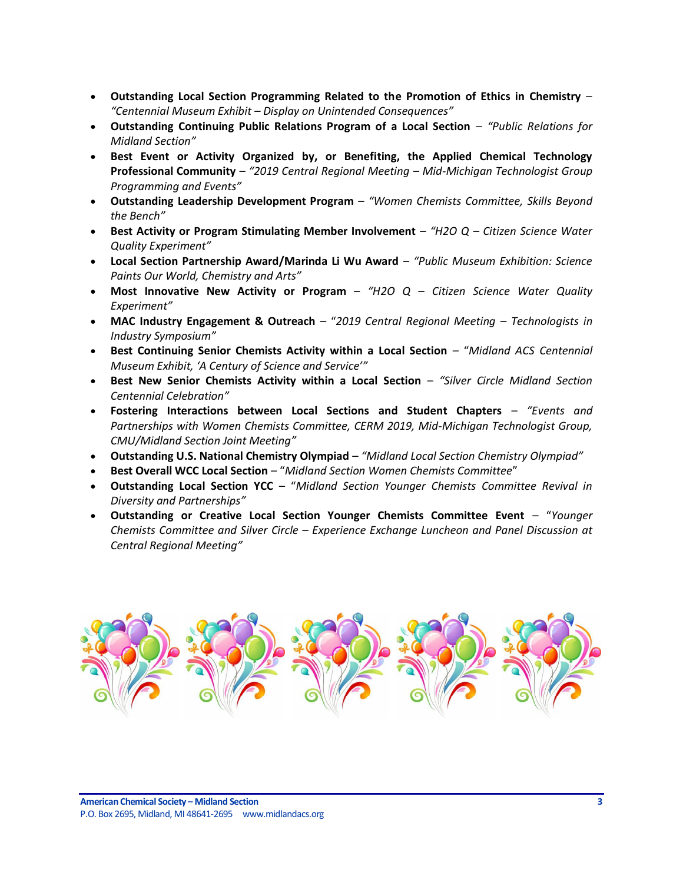- **Outstanding Local Section Programming Related to the Promotion of Ethics in Chemistry** – *"Centennial Museum Exhibit – Display on Unintended Consequences"*
- **Outstanding Continuing Public Relations Program of a Local Section** – *"Public Relations for Midland Section"*
- **Best Event or Activity Organized by, or Benefiting, the Applied Chemical Technology Professional Community** – *"2019 Central Regional Meeting – Mid-Michigan Technologist Group Programming and Events"*
- **Outstanding Leadership Development Program** – *"Women Chemists Committee, Skills Beyond the Bench"*
- **Best Activity or Program Stimulating Member Involvement** – *"H2O Q – Citizen Science Water Quality Experiment"*
- **Local Section Partnership Award/Marinda Li Wu Award** – *"Public Museum Exhibition: Science Paints Our World, Chemistry and Arts"*
- **Most Innovative New Activity or Program** – *"H2O Q – Citizen Science Water Quality Experiment"*
- **MAC Industry Engagement & Outreach** – "*2019 Central Regional Meeting – Technologists in Industry Symposium"*
- **Best Continuing Senior Chemists Activity within a Local Section** – "*Midland ACS Centennial Museum Exhibit, 'A Century of Science and Service'"*
- **Best New Senior Chemists Activity within a Local Section** – *"Silver Circle Midland Section Centennial Celebration"*
- **Fostering Interactions between Local Sections and Student Chapters** – *"Events and Partnerships with Women Chemists Committee, CERM 2019, Mid-Michigan Technologist Group, CMU/Midland Section Joint Meeting"*
- **Outstanding U.S. National Chemistry Olympiad** – *"Midland Local Section Chemistry Olympiad"*
- **Best Overall WCC Local Section** – "*Midland Section Women Chemists Committee*"
- **Outstanding Local Section YCC** – "*Midland Section Younger Chemists Committee Revival in Diversity and Partnerships"*
- **Outstanding or Creative Local Section Younger Chemists Committee Event** – "*Younger Chemists Committee and Silver Circle – Experience Exchange Luncheon and Panel Discussion at Central Regional Meeting"*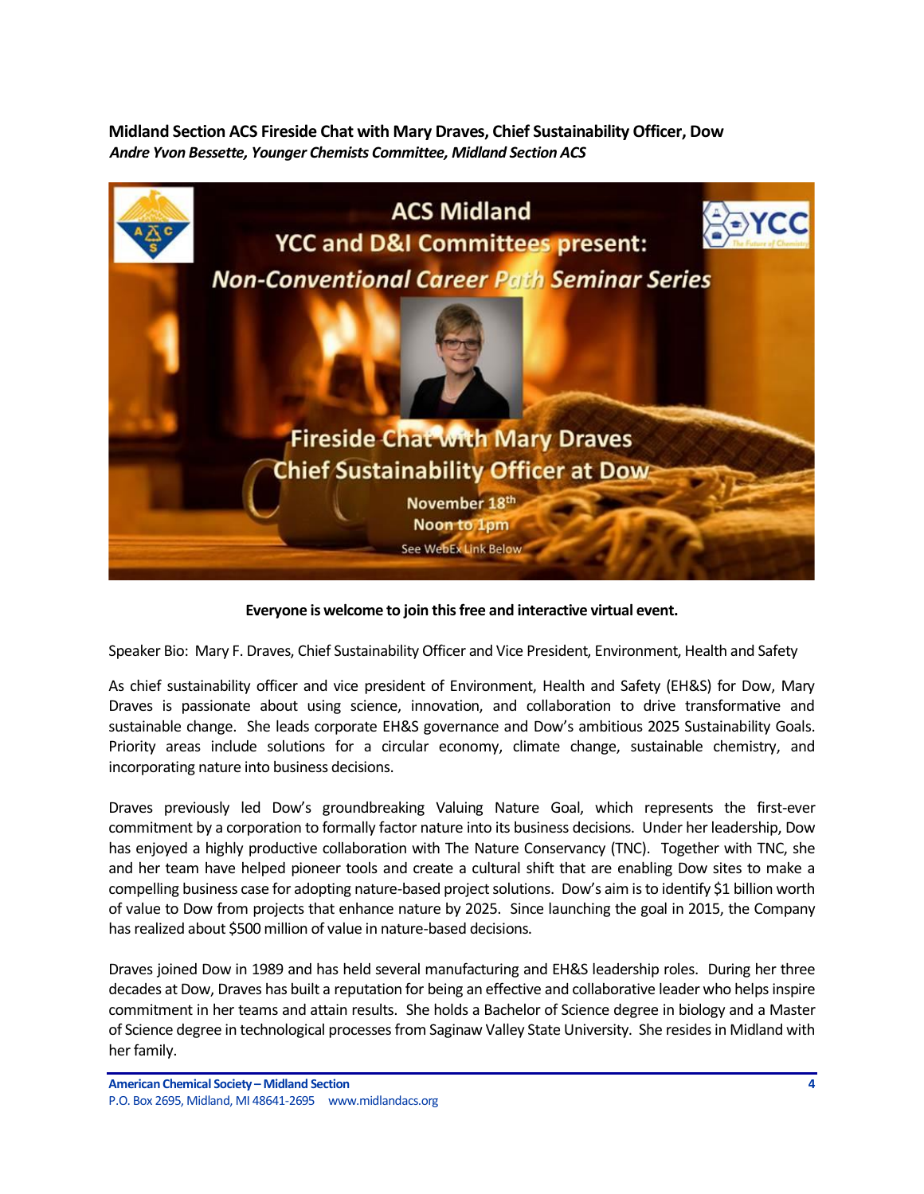**Midland Section ACS Fireside Chat with Mary Draves, Chief Sustainability Officer, Dow**

***Andre Yvon Bessette, Younger Chemists Committee, Midland Section ACS***

ACS Midland
YCC and D&I Committees present:
*Non-Conventional Career Path Seminar Series*

Fireside Chat with Mary Draves
Chief Sustainability Officer at Dow

November 18th
Noon to 1pm
See WebEx Link Below

**Everyone is welcome to join this free and interactive virtual event.**

Speaker Bio: Mary F. Draves, Chief Sustainability Officer and Vice President, Environment, Health and Safety

As chief sustainability officer and vice president of Environment, Health and Safety (EH&S) for Dow, Mary Draves is passionate about using science, innovation, and collaboration to drive transformative and sustainable change. She leads corporate EH&S governance and Dow's ambitious 2025 Sustainability Goals. Priority areas include solutions for a circular economy, climate change, sustainable chemistry, and incorporating nature into business decisions.

Draves previously led Dow's groundbreaking Valuing Nature Goal, which represents the first-ever commitment by a corporation to formally factor nature into its business decisions. Under her leadership, Dow has enjoyed a highly productive collaboration with The Nature Conservancy (TNC). Together with TNC, she and her team have helped pioneer tools and create a cultural shift that are enabling Dow sites to make a compelling business case for adopting nature-based project solutions. Dow's aim is to identify $1 billion worth of value to Dow from projects that enhance nature by 2025. Since launching the goal in 2015, the Company has realized about $500 million of value in nature-based decisions.

Draves joined Dow in 1989 and has held several manufacturing and EH&S leadership roles. During her three decades at Dow, Draves has built a reputation for being an effective and collaborative leader who helps inspire commitment in her teams and attain results. She holds a Bachelor of Science degree in biology and a Master of Science degree in technological processes from Saginaw Valley State University. She resides in Midland with her family.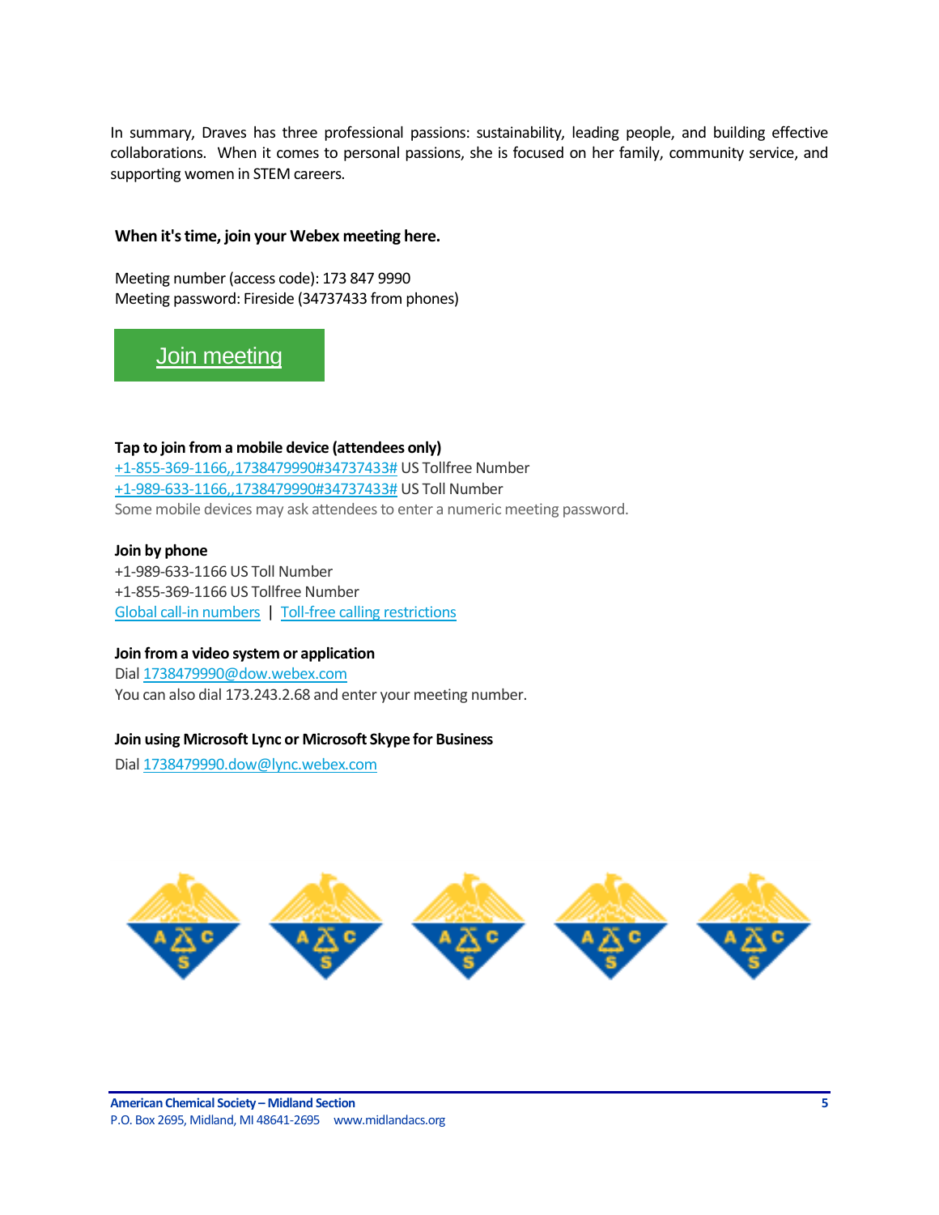In summary, Draves has three professional passions: sustainability, leading people, and building effective collaborations. When it comes to personal passions, she is focused on her family, community service, and supporting women in STEM careers.

**When it's time, join your Webex meeting here.**

Meeting number (access code): 173 847 9990
Meeting password: Fireside (34737433 from phones)

Join meeting

**Tap to join from a mobile device (attendees only)**
+1-855-369-1166,,1738479990#34737433# US Tollfree Number
+1-989-633-1166,,1738479990#34737433# US Toll Number
Some mobile devices may ask attendees to enter a numeric meeting password.

**Join by phone**
+1-989-633-1166 US Toll Number
+1-855-369-1166 US Tollfree Number
Global call-in numbers | Toll-free calling restrictions

**Join from a video system or application**
Dial 1738479990@dow.webex.com
You can also dial 173.243.2.68 and enter your meeting number.

**Join using Microsoft Lync or Microsoft Skype for Business**
Dial 1738479990.dow@lync.webex.com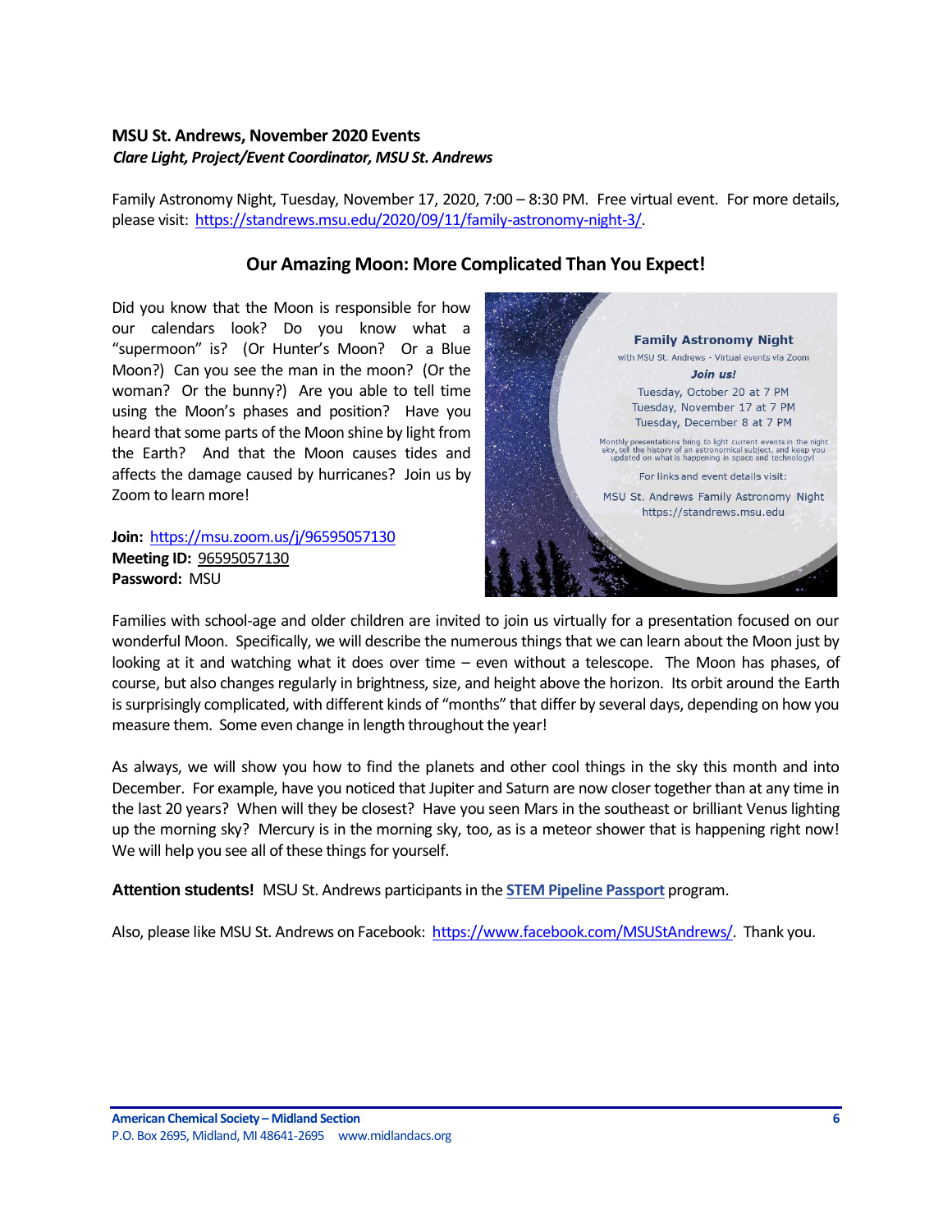**MSU St. Andrews, November 2020 Events**
***Clare Light, Project/Event Coordinator, MSU St. Andrews***

Family Astronomy Night, Tuesday, November 17, 2020, 7:00 – 8:30 PM. Free virtual event. For more details, please visit: https://standrews.msu.edu/2020/09/11/family-astronomy-night-3/.

## Our Amazing Moon: More Complicated Than You Expect!

Did you know that the Moon is responsible for how our calendars look? Do you know what a "supermoon" is? (Or Hunter's Moon? Or a Blue Moon?) Can you see the man in the moon? (Or the woman? Or the bunny?) Are you able to tell time using the Moon's phases and position? Have you heard that some parts of the Moon shine by light from the Earth? And that the Moon causes tides and affects the damage caused by hurricanes? Join us by Zoom to learn more!

**Join:** https://msu.zoom.us/j/96595057130
**Meeting ID:** 96595057130
**Password:** MSU

**Family Astronomy Night**
with MSU St. Andrews - Virtual events via Zoom
***Join us!***
Tuesday, October 20 at 7 PM
Tuesday, November 17 at 7 PM
Tuesday, December 8 at 7 PM
Monthly presentations bring to light current events in the night sky, tell the history of an astronomical subject, and keep you updated on what is happening in space and technology!
For links and event details visit:
MSU St. Andrews Family Astronomy Night
https://standrews.msu.edu

Families with school-age and older children are invited to join us virtually for a presentation focused on our wonderful Moon. Specifically, we will describe the numerous things that we can learn about the Moon just by looking at it and watching what it does over time – even without a telescope. The Moon has phases, of course, but also changes regularly in brightness, size, and height above the horizon. Its orbit around the Earth is surprisingly complicated, with different kinds of "months" that differ by several days, depending on how you measure them. Some even change in length throughout the year!

As always, we will show you how to find the planets and other cool things in the sky this month and into December. For example, have you noticed that Jupiter and Saturn are now closer together than at any time in the last 20 years? When will they be closest? Have you seen Mars in the southeast or brilliant Venus lighting up the morning sky? Mercury is in the morning sky, too, as is a meteor shower that is happening right now! We will help you see all of these things for yourself.

**Attention students!** MSU St. Andrews participants in the **STEM Pipeline Passport** program.

Also, please like MSU St. Andrews on Facebook: https://www.facebook.com/MSUStAndrews/. Thank you.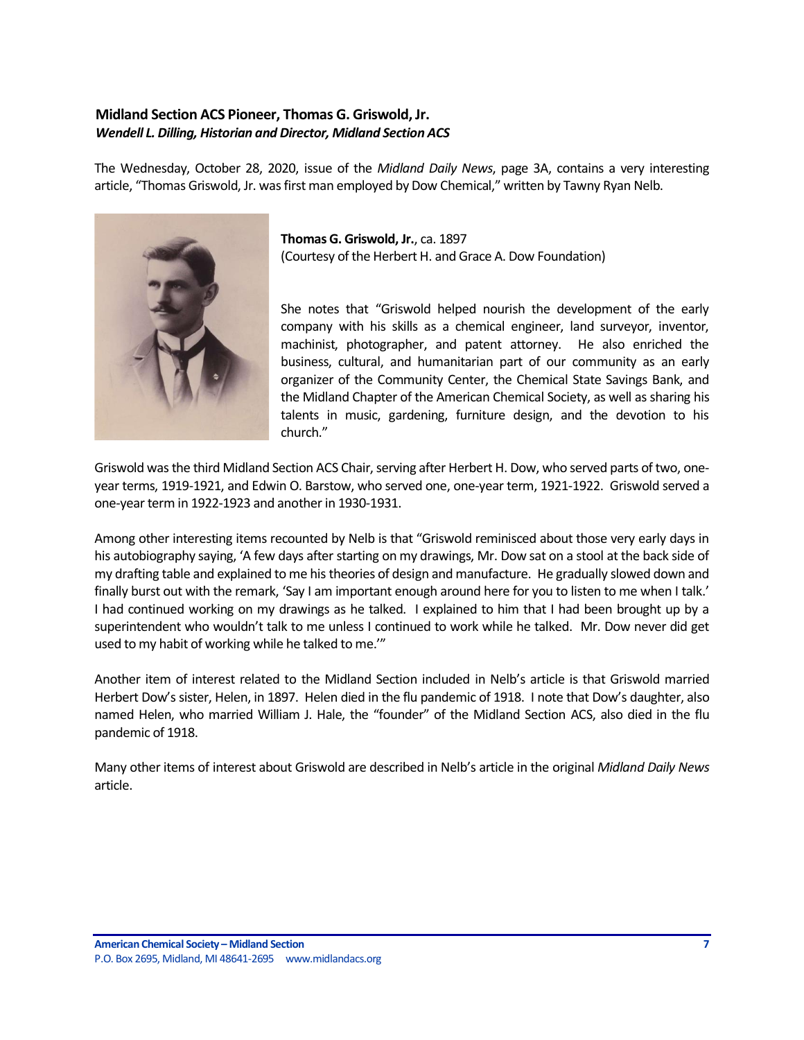### Midland Section ACS Pioneer, Thomas G. Griswold, Jr.

***Wendell L. Dilling, Historian and Director, Midland Section ACS***

The Wednesday, October 28, 2020, issue of the *Midland Daily News*, page 3A, contains a very interesting article, "Thomas Griswold, Jr. was first man employed by Dow Chemical," written by Tawny Ryan Nelb.

**Thomas G. Griswold, Jr.**, ca. 1897
(Courtesy of the Herbert H. and Grace A. Dow Foundation)

She notes that "Griswold helped nourish the development of the early company with his skills as a chemical engineer, land surveyor, inventor, machinist, photographer, and patent attorney. He also enriched the business, cultural, and humanitarian part of our community as an early organizer of the Community Center, the Chemical State Savings Bank, and the Midland Chapter of the American Chemical Society, as well as sharing his talents in music, gardening, furniture design, and the devotion to his church."

Griswold was the third Midland Section ACS Chair, serving after Herbert H. Dow, who served parts of two, one-year terms, 1919-1921, and Edwin O. Barstow, who served one, one-year term, 1921-1922. Griswold served a one-year term in 1922-1923 and another in 1930-1931.

Among other interesting items recounted by Nelb is that "Griswold reminisced about those very early days in his autobiography saying, 'A few days after starting on my drawings, Mr. Dow sat on a stool at the back side of my drafting table and explained to me his theories of design and manufacture. He gradually slowed down and finally burst out with the remark, 'Say I am important enough around here for you to listen to me when I talk.' I had continued working on my drawings as he talked. I explained to him that I had been brought up by a superintendent who wouldn't talk to me unless I continued to work while he talked. Mr. Dow never did get used to my habit of working while he talked to me.'"

Another item of interest related to the Midland Section included in Nelb's article is that Griswold married Herbert Dow's sister, Helen, in 1897. Helen died in the flu pandemic of 1918. I note that Dow's daughter, also named Helen, who married William J. Hale, the "founder" of the Midland Section ACS, also died in the flu pandemic of 1918.

Many other items of interest about Griswold are described in Nelb's article in the original *Midland Daily News* article.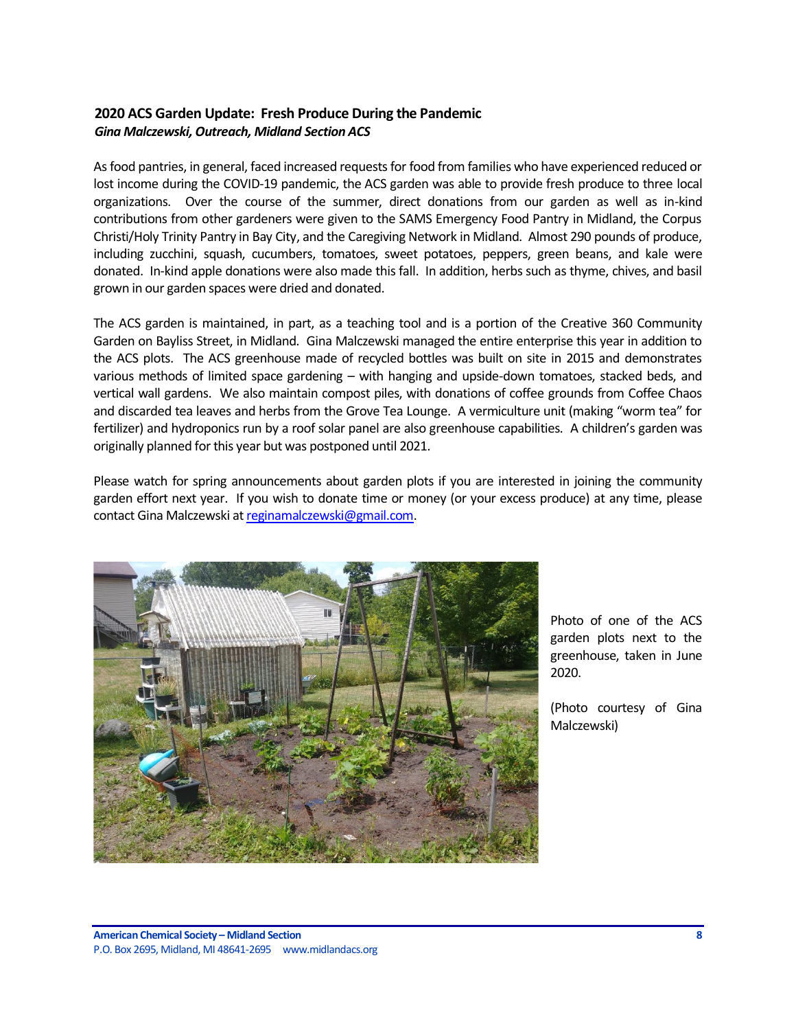## 2020 ACS Garden Update: Fresh Produce During the Pandemic

***Gina Malczewski, Outreach, Midland Section ACS***

As food pantries, in general, faced increased requests for food from families who have experienced reduced or lost income during the COVID-19 pandemic, the ACS garden was able to provide fresh produce to three local organizations. Over the course of the summer, direct donations from our garden as well as in-kind contributions from other gardeners were given to the SAMS Emergency Food Pantry in Midland, the Corpus Christi/Holy Trinity Pantry in Bay City, and the Caregiving Network in Midland. Almost 290 pounds of produce, including zucchini, squash, cucumbers, tomatoes, sweet potatoes, peppers, green beans, and kale were donated. In-kind apple donations were also made this fall. In addition, herbs such as thyme, chives, and basil grown in our garden spaces were dried and donated.

The ACS garden is maintained, in part, as a teaching tool and is a portion of the Creative 360 Community Garden on Bayliss Street, in Midland. Gina Malczewski managed the entire enterprise this year in addition to the ACS plots. The ACS greenhouse made of recycled bottles was built on site in 2015 and demonstrates various methods of limited space gardening – with hanging and upside-down tomatoes, stacked beds, and vertical wall gardens. We also maintain compost piles, with donations of coffee grounds from Coffee Chaos and discarded tea leaves and herbs from the Grove Tea Lounge. A vermiculture unit (making "worm tea" for fertilizer) and hydroponics run by a roof solar panel are also greenhouse capabilities. A children's garden was originally planned for this year but was postponed until 2021.

Please watch for spring announcements about garden plots if you are interested in joining the community garden effort next year. If you wish to donate time or money (or your excess produce) at any time, please contact Gina Malczewski at reginamalczewski@gmail.com.

Photo of one of the ACS garden plots next to the greenhouse, taken in June 2020.

(Photo courtesy of Gina Malczewski)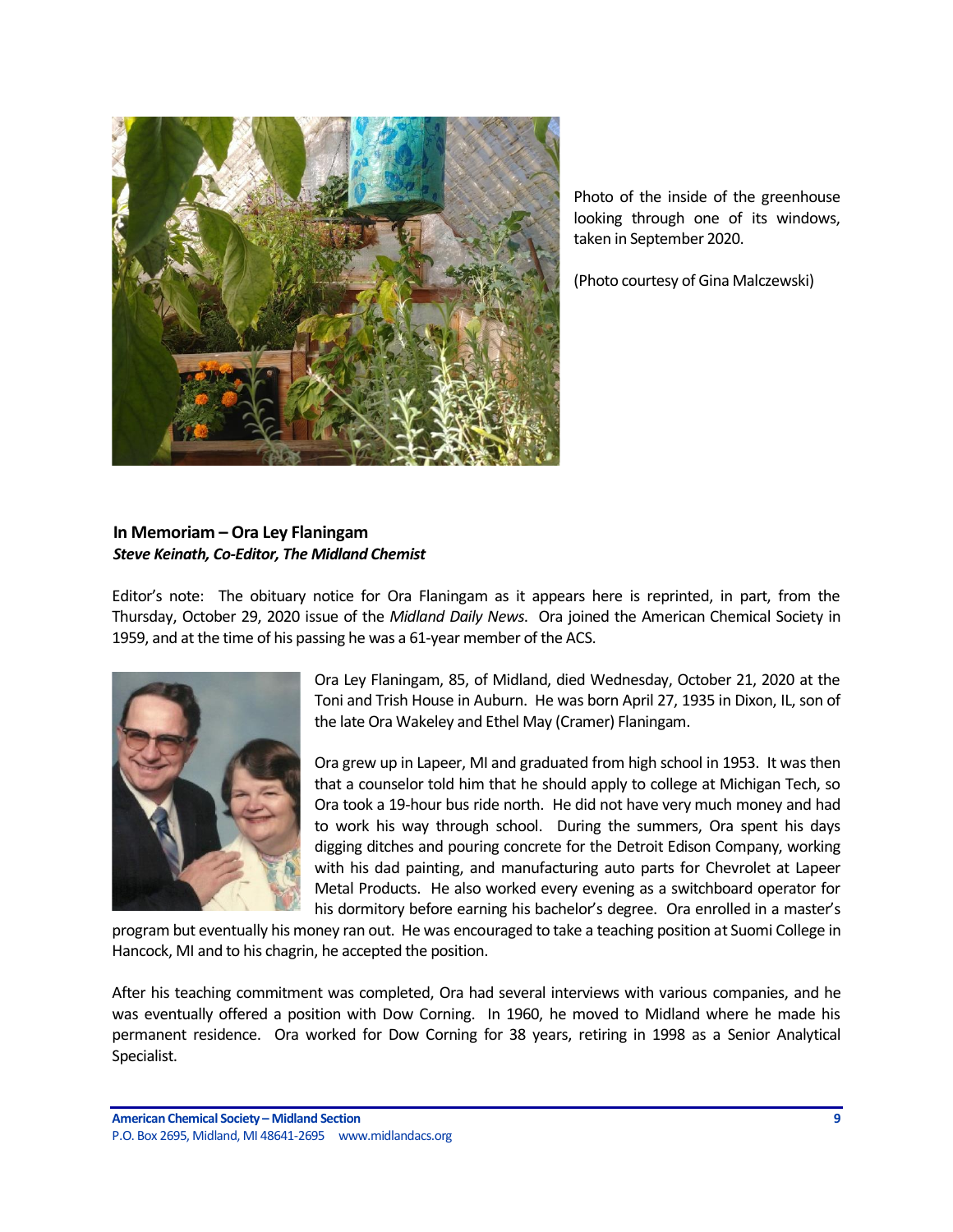Photo of the inside of the greenhouse looking through one of its windows, taken in September 2020.

(Photo courtesy of Gina Malczewski)

### In Memoriam – Ora Ley Flaningam

***Steve Keinath, Co-Editor, The Midland Chemist***

Editor's note: The obituary notice for Ora Flaningam as it appears here is reprinted, in part, from the Thursday, October 29, 2020 issue of the *Midland Daily News*. Ora joined the American Chemical Society in 1959, and at the time of his passing he was a 61-year member of the ACS.

Ora Ley Flaningam, 85, of Midland, died Wednesday, October 21, 2020 at the Toni and Trish House in Auburn. He was born April 27, 1935 in Dixon, IL, son of the late Ora Wakeley and Ethel May (Cramer) Flaningam.

Ora grew up in Lapeer, MI and graduated from high school in 1953. It was then that a counselor told him that he should apply to college at Michigan Tech, so Ora took a 19-hour bus ride north. He did not have very much money and had to work his way through school. During the summers, Ora spent his days digging ditches and pouring concrete for the Detroit Edison Company, working with his dad painting, and manufacturing auto parts for Chevrolet at Lapeer Metal Products. He also worked every evening as a switchboard operator for his dormitory before earning his bachelor's degree. Ora enrolled in a master's program but eventually his money ran out. He was encouraged to take a teaching position at Suomi College in Hancock, MI and to his chagrin, he accepted the position.

After his teaching commitment was completed, Ora had several interviews with various companies, and he was eventually offered a position with Dow Corning. In 1960, he moved to Midland where he made his permanent residence. Ora worked for Dow Corning for 38 years, retiring in 1998 as a Senior Analytical Specialist.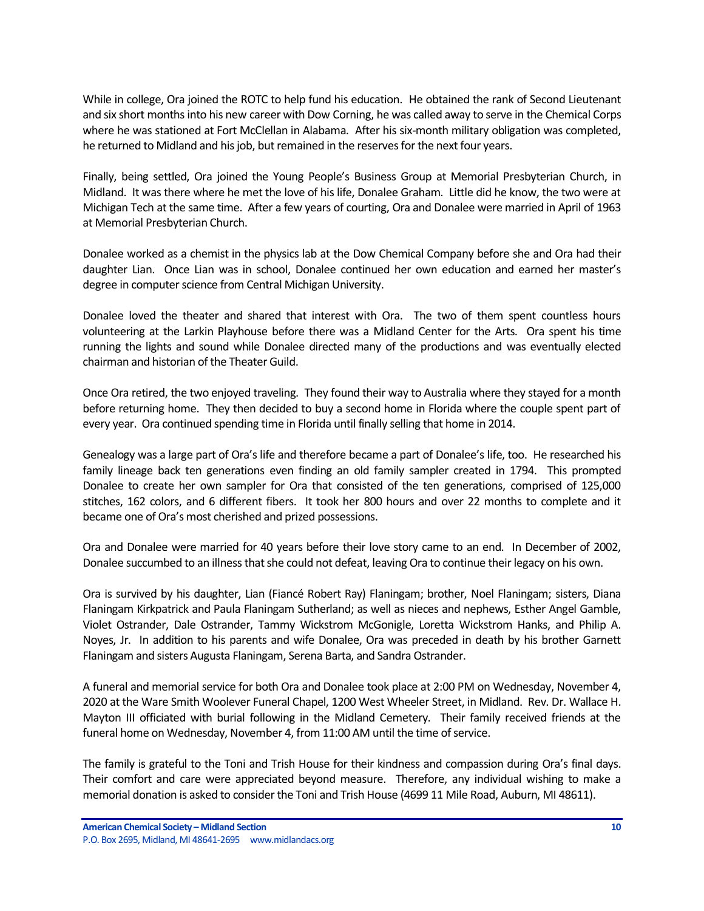While in college, Ora joined the ROTC to help fund his education. He obtained the rank of Second Lieutenant and six short months into his new career with Dow Corning, he was called away to serve in the Chemical Corps where he was stationed at Fort McClellan in Alabama. After his six-month military obligation was completed, he returned to Midland and his job, but remained in the reserves for the next four years.

Finally, being settled, Ora joined the Young People's Business Group at Memorial Presbyterian Church, in Midland. It was there where he met the love of his life, Donalee Graham. Little did he know, the two were at Michigan Tech at the same time. After a few years of courting, Ora and Donalee were married in April of 1963 at Memorial Presbyterian Church.

Donalee worked as a chemist in the physics lab at the Dow Chemical Company before she and Ora had their daughter Lian. Once Lian was in school, Donalee continued her own education and earned her master's degree in computer science from Central Michigan University.

Donalee loved the theater and shared that interest with Ora. The two of them spent countless hours volunteering at the Larkin Playhouse before there was a Midland Center for the Arts. Ora spent his time running the lights and sound while Donalee directed many of the productions and was eventually elected chairman and historian of the Theater Guild.

Once Ora retired, the two enjoyed traveling. They found their way to Australia where they stayed for a month before returning home. They then decided to buy a second home in Florida where the couple spent part of every year. Ora continued spending time in Florida until finally selling that home in 2014.

Genealogy was a large part of Ora's life and therefore became a part of Donalee's life, too. He researched his family lineage back ten generations even finding an old family sampler created in 1794. This prompted Donalee to create her own sampler for Ora that consisted of the ten generations, comprised of 125,000 stitches, 162 colors, and 6 different fibers. It took her 800 hours and over 22 months to complete and it became one of Ora's most cherished and prized possessions.

Ora and Donalee were married for 40 years before their love story came to an end. In December of 2002, Donalee succumbed to an illness that she could not defeat, leaving Ora to continue their legacy on his own.

Ora is survived by his daughter, Lian (Fiancé Robert Ray) Flaningam; brother, Noel Flaningam; sisters, Diana Flaningam Kirkpatrick and Paula Flaningam Sutherland; as well as nieces and nephews, Esther Angel Gamble, Violet Ostrander, Dale Ostrander, Tammy Wickstrom McGonigle, Loretta Wickstrom Hanks, and Philip A. Noyes, Jr. In addition to his parents and wife Donalee, Ora was preceded in death by his brother Garnett Flaningam and sisters Augusta Flaningam, Serena Barta, and Sandra Ostrander.

A funeral and memorial service for both Ora and Donalee took place at 2:00 PM on Wednesday, November 4, 2020 at the Ware Smith Woolever Funeral Chapel, 1200 West Wheeler Street, in Midland. Rev. Dr. Wallace H. Mayton III officiated with burial following in the Midland Cemetery. Their family received friends at the funeral home on Wednesday, November 4, from 11:00 AM until the time of service.

The family is grateful to the Toni and Trish House for their kindness and compassion during Ora's final days. Their comfort and care were appreciated beyond measure. Therefore, any individual wishing to make a memorial donation is asked to consider the Toni and Trish House (4699 11 Mile Road, Auburn, MI 48611).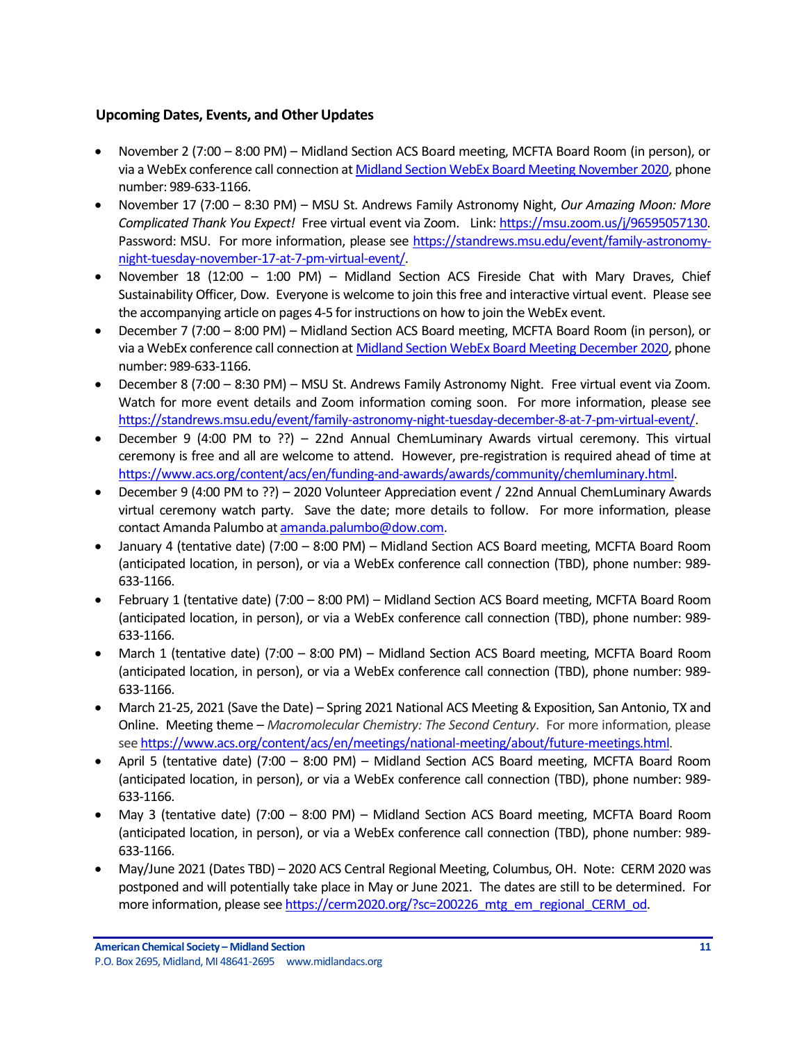### Upcoming Dates, Events, and Other Updates

- November 2 (7:00 – 8:00 PM) – Midland Section ACS Board meeting, MCFTA Board Room (in person), or via a WebEx conference call connection at Midland Section WebEx Board Meeting November 2020, phone number: 989-633-1166.
- November 17 (7:00 – 8:30 PM) – MSU St. Andrews Family Astronomy Night, *Our Amazing Moon: More Complicated Thank You Expect!* Free virtual event via Zoom. Link: https://msu.zoom.us/j/96595057130. Password: MSU. For more information, please see https://standrews.msu.edu/event/family-astronomy-night-tuesday-november-17-at-7-pm-virtual-event/.
- November 18 (12:00 – 1:00 PM) – Midland Section ACS Fireside Chat with Mary Draves, Chief Sustainability Officer, Dow. Everyone is welcome to join this free and interactive virtual event. Please see the accompanying article on pages 4-5 for instructions on how to join the WebEx event.
- December 7 (7:00 – 8:00 PM) – Midland Section ACS Board meeting, MCFTA Board Room (in person), or via a WebEx conference call connection at Midland Section WebEx Board Meeting December 2020, phone number: 989-633-1166.
- December 8 (7:00 – 8:30 PM) – MSU St. Andrews Family Astronomy Night. Free virtual event via Zoom. Watch for more event details and Zoom information coming soon. For more information, please see https://standrews.msu.edu/event/family-astronomy-night-tuesday-december-8-at-7-pm-virtual-event/.
- December 9 (4:00 PM to ??) – 22nd Annual ChemLuminary Awards virtual ceremony. This virtual ceremony is free and all are welcome to attend. However, pre-registration is required ahead of time at https://www.acs.org/content/acs/en/funding-and-awards/awards/community/chemluminary.html.
- December 9 (4:00 PM to ??) – 2020 Volunteer Appreciation event / 22nd Annual ChemLuminary Awards virtual ceremony watch party. Save the date; more details to follow. For more information, please contact Amanda Palumbo at amanda.palumbo@dow.com.
- January 4 (tentative date) (7:00 – 8:00 PM) – Midland Section ACS Board meeting, MCFTA Board Room (anticipated location, in person), or via a WebEx conference call connection (TBD), phone number: 989-633-1166.
- February 1 (tentative date) (7:00 – 8:00 PM) – Midland Section ACS Board meeting, MCFTA Board Room (anticipated location, in person), or via a WebEx conference call connection (TBD), phone number: 989-633-1166.
- March 1 (tentative date) (7:00 – 8:00 PM) – Midland Section ACS Board meeting, MCFTA Board Room (anticipated location, in person), or via a WebEx conference call connection (TBD), phone number: 989-633-1166.
- March 21-25, 2021 (Save the Date) – Spring 2021 National ACS Meeting & Exposition, San Antonio, TX and Online. Meeting theme – *Macromolecular Chemistry: The Second Century*. For more information, please see https://www.acs.org/content/acs/en/meetings/national-meeting/about/future-meetings.html.
- April 5 (tentative date) (7:00 – 8:00 PM) – Midland Section ACS Board meeting, MCFTA Board Room (anticipated location, in person), or via a WebEx conference call connection (TBD), phone number: 989-633-1166.
- May 3 (tentative date) (7:00 – 8:00 PM) – Midland Section ACS Board meeting, MCFTA Board Room (anticipated location, in person), or via a WebEx conference call connection (TBD), phone number: 989-633-1166.
- May/June 2021 (Dates TBD) – 2020 ACS Central Regional Meeting, Columbus, OH. Note: CERM 2020 was postponed and will potentially take place in May or June 2021. The dates are still to be determined. For more information, please see https://cerm2020.org/?sc=200226_mtg_em_regional_CERM_od.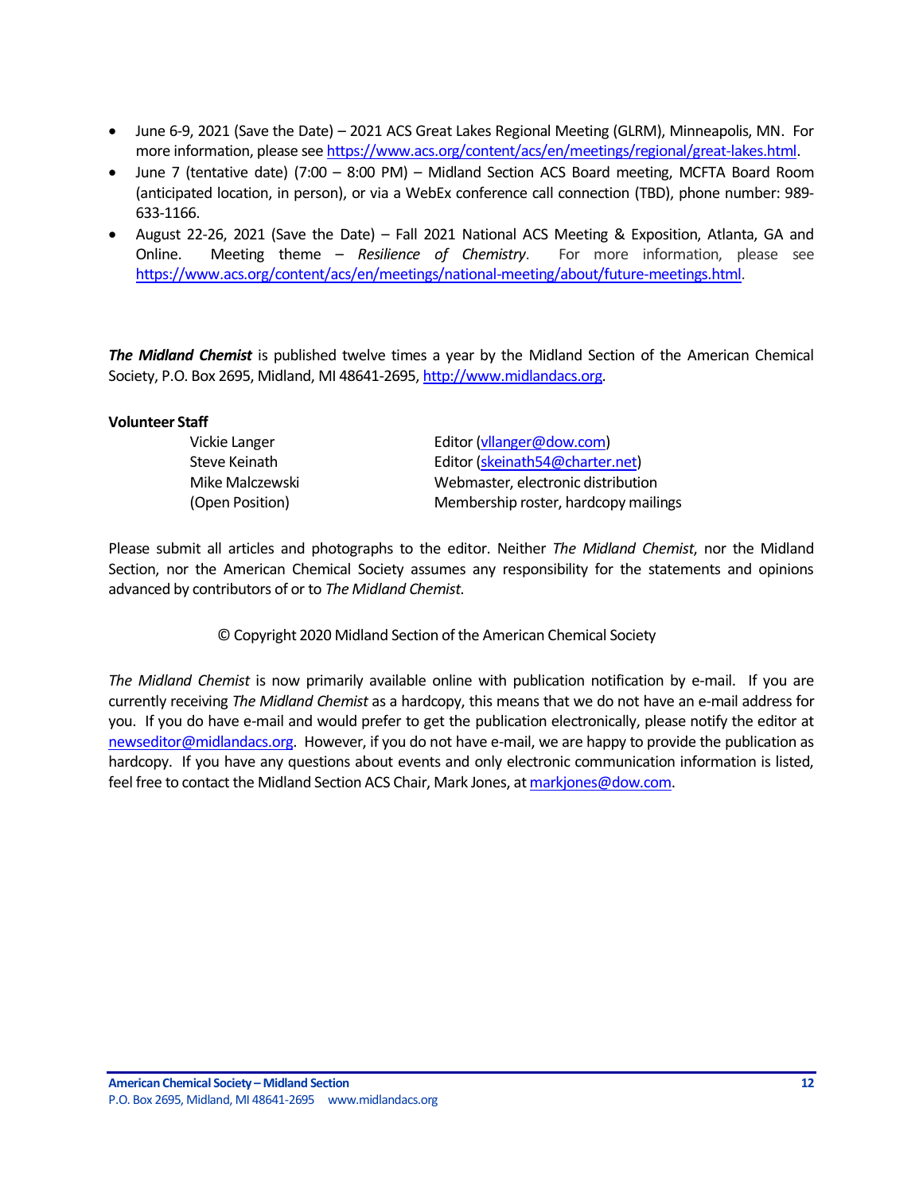- June 6-9, 2021 (Save the Date) – 2021 ACS Great Lakes Regional Meeting (GLRM), Minneapolis, MN. For more information, please see https://www.acs.org/content/acs/en/meetings/regional/great-lakes.html.
- June 7 (tentative date) (7:00 – 8:00 PM) – Midland Section ACS Board meeting, MCFTA Board Room (anticipated location, in person), or via a WebEx conference call connection (TBD), phone number: 989-633-1166.
- August 22-26, 2021 (Save the Date) – Fall 2021 National ACS Meeting & Exposition, Atlanta, GA and Online. Meeting theme – *Resilience of Chemistry*. For more information, please see https://www.acs.org/content/acs/en/meetings/national-meeting/about/future-meetings.html.

***The Midland Chemist*** is published twelve times a year by the Midland Section of the American Chemical Society, P.O. Box 2695, Midland, MI 48641-2695, http://www.midlandacs.org.

**Volunteer Staff**

| | |
|---|---|
| Vickie Langer | Editor (vllanger@dow.com) |
| Steve Keinath | Editor (skeinath54@charter.net) |
| Mike Malczewski | Webmaster, electronic distribution |
| (Open Position) | Membership roster, hardcopy mailings |

Please submit all articles and photographs to the editor. Neither *The Midland Chemist*, nor the Midland Section, nor the American Chemical Society assumes any responsibility for the statements and opinions advanced by contributors of or to *The Midland Chemist*.

© Copyright 2020 Midland Section of the American Chemical Society

*The Midland Chemist* is now primarily available online with publication notification by e-mail. If you are currently receiving *The Midland Chemist* as a hardcopy, this means that we do not have an e-mail address for you. If you do have e-mail and would prefer to get the publication electronically, please notify the editor at newseditor@midlandacs.org. However, if you do not have e-mail, we are happy to provide the publication as hardcopy. If you have any questions about events and only electronic communication information is listed, feel free to contact the Midland Section ACS Chair, Mark Jones, at markjones@dow.com.